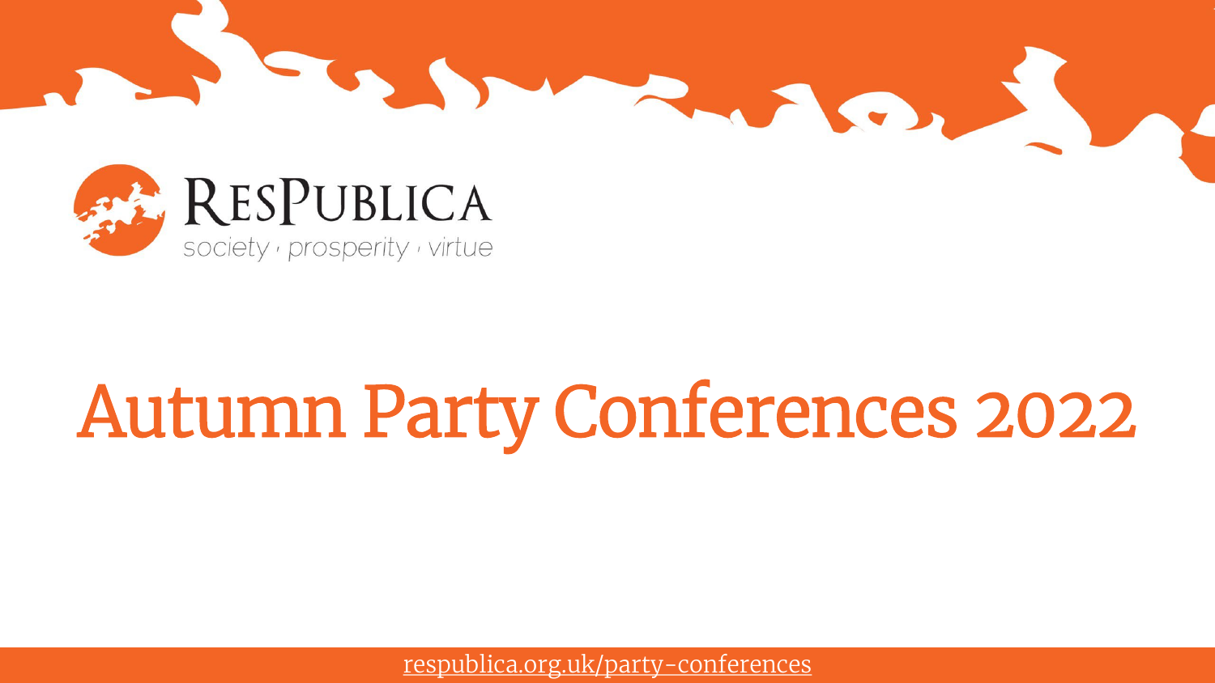ResPublica

society · prosperity · virtue

# Autumn Party Conferences 2022

respublica.org.uk/party-conferences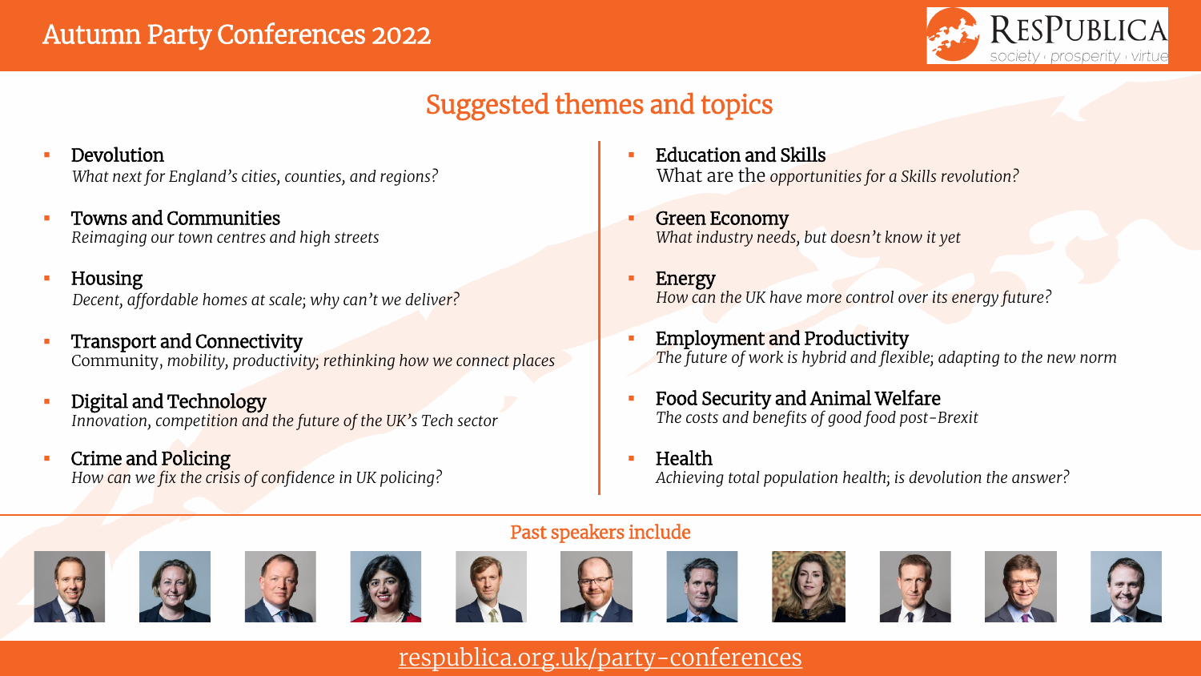# Autumn Party Conferences 2022

## Suggested themes and topics

- **Devolution**
  *What next for England's cities, counties, and regions?*
- **Towns and Communities**
  *Reimaging our town centres and high streets*
- **Housing**
  *Decent, affordable homes at scale; why can't we deliver?*
- **Transport and Connectivity**
  Community, *mobility, productivity; rethinking how we connect places*
- **Digital and Technology**
  *Innovation, competition and the future of the UK's Tech sector*
- **Crime and Policing**
  *How can we fix the crisis of confidence in UK policing?*
- **Education and Skills**
  What are the *opportunities for a Skills revolution?*
- **Green Economy**
  *What industry needs, but doesn't know it yet*
- **Energy**
  *How can the UK have more control over its energy future?*
- **Employment and Productivity**
  *The future of work is hybrid and flexible; adapting to the new norm*
- **Food Security and Animal Welfare**
  *The costs and benefits of good food post-Brexit*
- **Health**
  *Achieving total population health; is devolution the answer?*

### Past speakers include

respublica.org.uk/party-conferences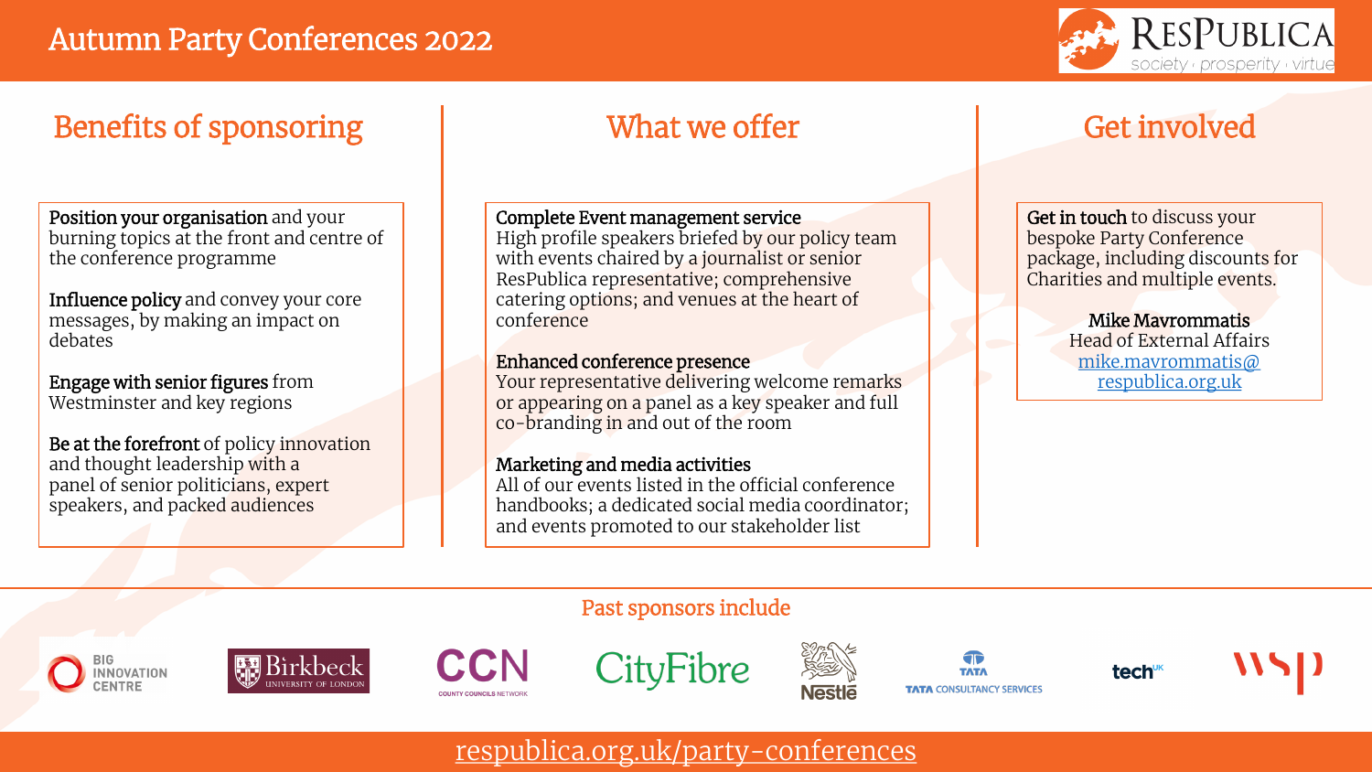# Autumn Party Conferences 2022

RESPUBLICA
society · prosperity · virtue

## Benefits of sponsoring

**Position your organisation** and your burning topics at the front and centre of the conference programme

**Influence policy** and convey your core messages, by making an impact on debates

**Engage with senior figures** from Westminster and key regions

**Be at the forefront** of policy innovation and thought leadership with a panel of senior politicians, expert speakers, and packed audiences

## What we offer

**Complete Event management service**
High profile speakers briefed by our policy team with events chaired by a journalist or senior ResPublica representative; comprehensive catering options; and venues at the heart of conference

**Enhanced conference presence**
Your representative delivering welcome remarks or appearing on a panel as a key speaker and full co-branding in and out of the room

**Marketing and media activities**
All of our events listed in the official conference handbooks; a dedicated social media coordinator; and events promoted to our stakeholder list

## Get involved

**Get in touch** to discuss your bespoke Party Conference package, including discounts for Charities and multiple events.

**Mike Mavrommatis**
Head of External Affairs
mike.mavrommatis@respublica.org.uk

## Past sponsors include

Big Innovation Centre · Birkbeck University of London · CCN County Councils Network · CityFibre · Nestlé · Tata Consultancy Services · techUK · WSP

respublica.org.uk/party-conferences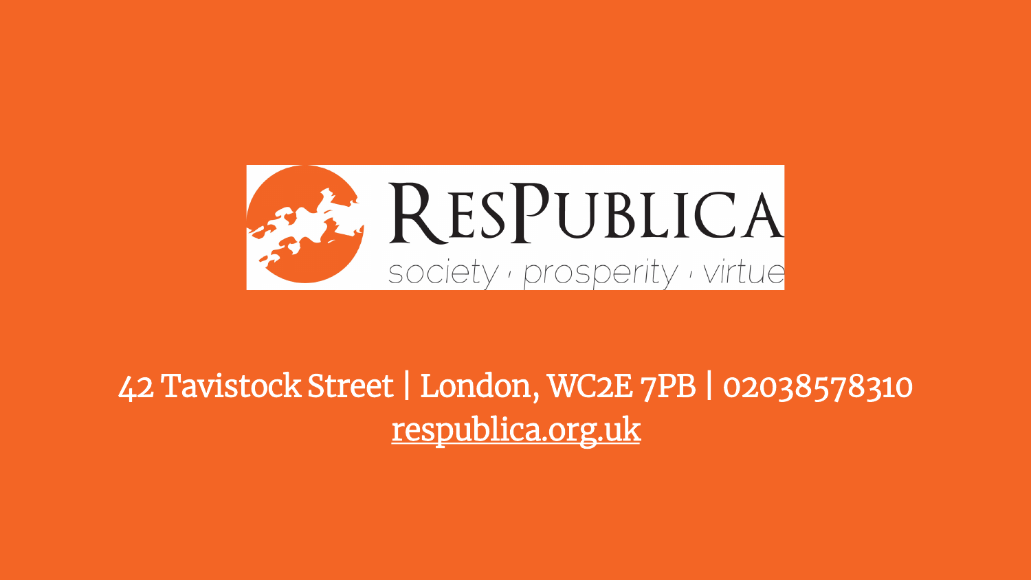RESPUBLICA

society · prosperity · virtue

42 Tavistock Street | London, WC2E 7PB | 02038578310

respublica.org.uk